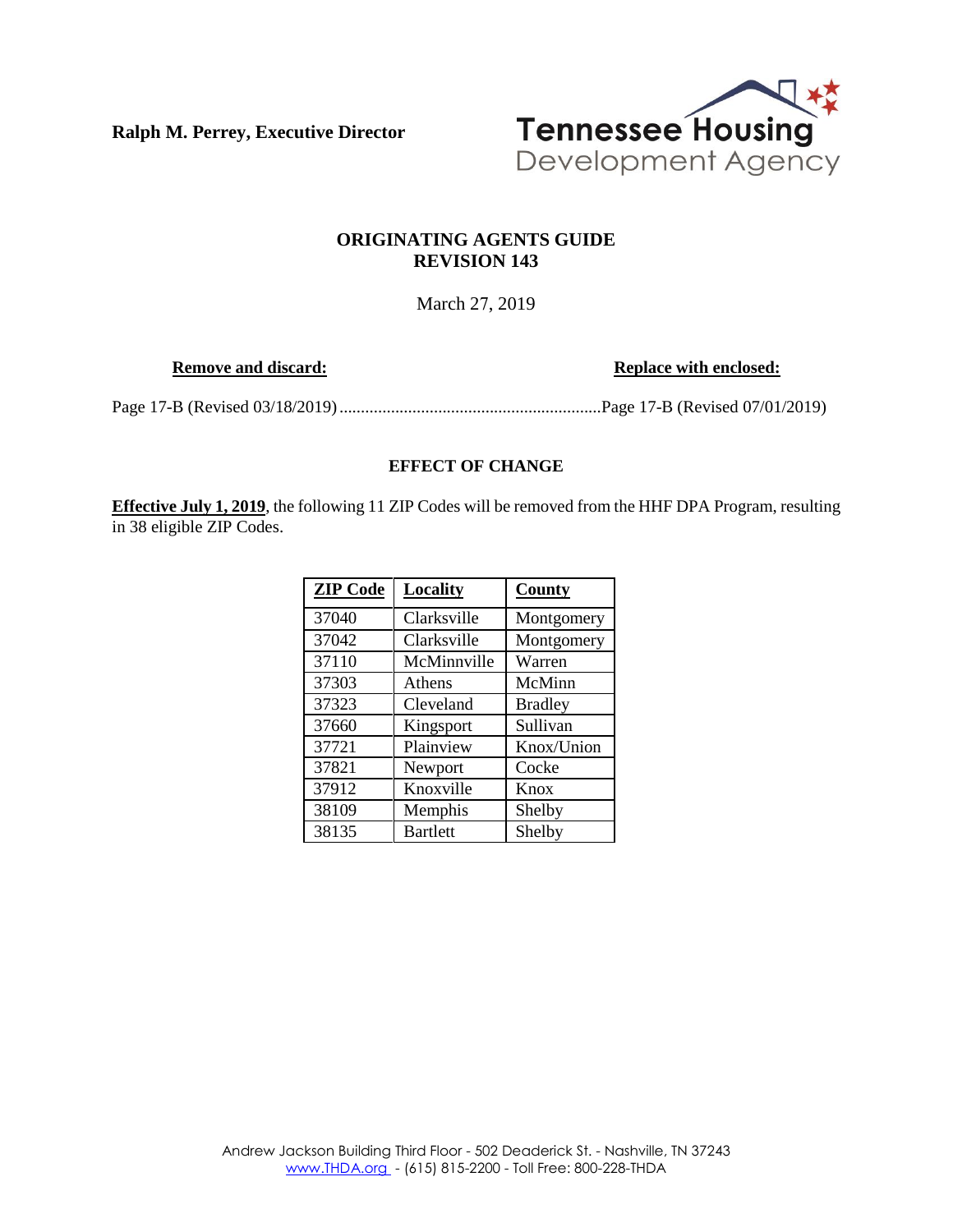**Ralph M. Perrey, Executive Director**

Tennessee Housing Development Agency

**ORIGINATING AGENTS GUIDE**
**REVISION 143**

March 27, 2019

| **Remove and discard:** | **Replace with enclosed:** |
|---|---|
| Page 17-B (Revised 03/18/2019) | Page 17-B (Revised 07/01/2019) |

**EFFECT OF CHANGE**

**Effective July 1, 2019**, the following 11 ZIP Codes will be removed from the HHF DPA Program, resulting in 38 eligible ZIP Codes.

| ZIP Code | Locality | County |
|---|---|---|
| 37040 | Clarksville | Montgomery |
| 37042 | Clarksville | Montgomery |
| 37110 | McMinnville | Warren |
| 37303 | Athens | McMinn |
| 37323 | Cleveland | Bradley |
| 37660 | Kingsport | Sullivan |
| 37721 | Plainview | Knox/Union |
| 37821 | Newport | Cocke |
| 37912 | Knoxville | Knox |
| 38109 | Memphis | Shelby |
| 38135 | Bartlett | Shelby |

Andrew Jackson Building Third Floor - 502 Deaderick St. - Nashville, TN 37243
www.THDA.org - (615) 815-2200 - Toll Free: 800-228-THDA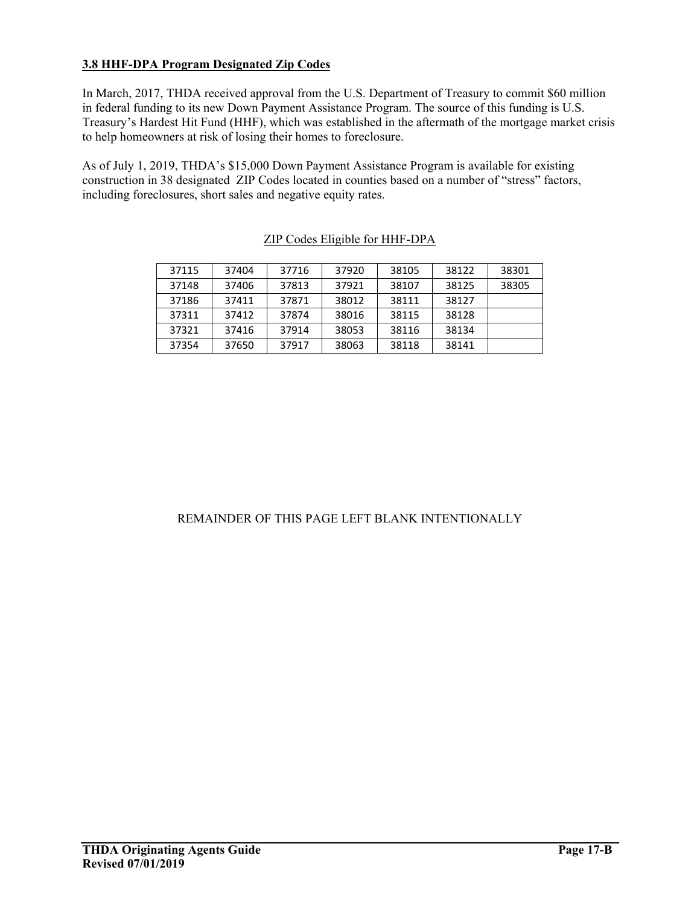### 3.8 HHF-DPA Program Designated Zip Codes

In March, 2017, THDA received approval from the U.S. Department of Treasury to commit $60 million in federal funding to its new Down Payment Assistance Program. The source of this funding is U.S. Treasury's Hardest Hit Fund (HHF), which was established in the aftermath of the mortgage market crisis to help homeowners at risk of losing their homes to foreclosure.

As of July 1, 2019, THDA's $15,000 Down Payment Assistance Program is available for existing construction in 38 designated ZIP Codes located in counties based on a number of "stress" factors, including foreclosures, short sales and negative equity rates.

ZIP Codes Eligible for HHF-DPA

| | | | | | | |
|---|---|---|---|---|---|---|
| 37115 | 37404 | 37716 | 37920 | 38105 | 38122 | 38301 |
| 37148 | 37406 | 37813 | 37921 | 38107 | 38125 | 38305 |
| 37186 | 37411 | 37871 | 38012 | 38111 | 38127 | |
| 37311 | 37412 | 37874 | 38016 | 38115 | 38128 | |
| 37321 | 37416 | 37914 | 38053 | 38116 | 38134 | |
| 37354 | 37650 | 37917 | 38063 | 38118 | 38141 | |

REMAINDER OF THIS PAGE LEFT BLANK INTENTIONALLY